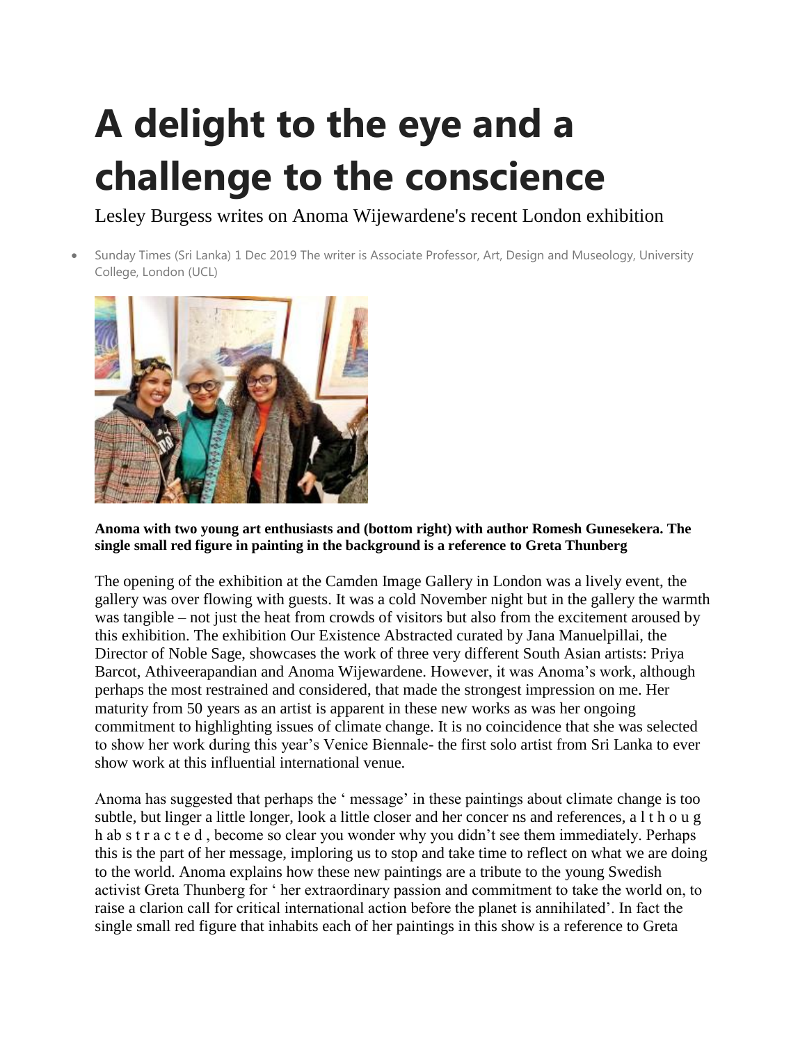# A delight to the eye and a challenge to the conscience

Lesley Burgess writes on Anoma Wijewardene's recent London exhibition

- Sunday Times (Sri Lanka) 1 Dec 2019 The writer is Associate Professor, Art, Design and Museology, University College, London (UCL)

**Anoma with two young art enthusiasts and (bottom right) with author Romesh Gunesekera. The single small red figure in painting in the background is a reference to Greta Thunberg**

The opening of the exhibition at the Camden Image Gallery in London was a lively event, the gallery was over flowing with guests. It was a cold November night but in the gallery the warmth was tangible – not just the heat from crowds of visitors but also from the excitement aroused by this exhibition. The exhibition Our Existence Abstracted curated by Jana Manuelpillai, the Director of Noble Sage, showcases the work of three very different South Asian artists: Priya Barcot, Athiveerapandian and Anoma Wijewardene. However, it was Anoma's work, although perhaps the most restrained and considered, that made the strongest impression on me. Her maturity from 50 years as an artist is apparent in these new works as was her ongoing commitment to highlighting issues of climate change. It is no coincidence that she was selected to show her work during this year's Venice Biennale- the first solo artist from Sri Lanka to ever show work at this influential international venue.

Anoma has suggested that perhaps the ' message' in these paintings about climate change is too subtle, but linger a little longer, look a little closer and her concer ns and references, a l t h o u g h ab s t r a c t e d , become so clear you wonder why you didn't see them immediately. Perhaps this is the part of her message, imploring us to stop and take time to reflect on what we are doing to the world. Anoma explains how these new paintings are a tribute to the young Swedish activist Greta Thunberg for ' her extraordinary passion and commitment to take the world on, to raise a clarion call for critical international action before the planet is annihilated'. In fact the single small red figure that inhabits each of her paintings in this show is a reference to Greta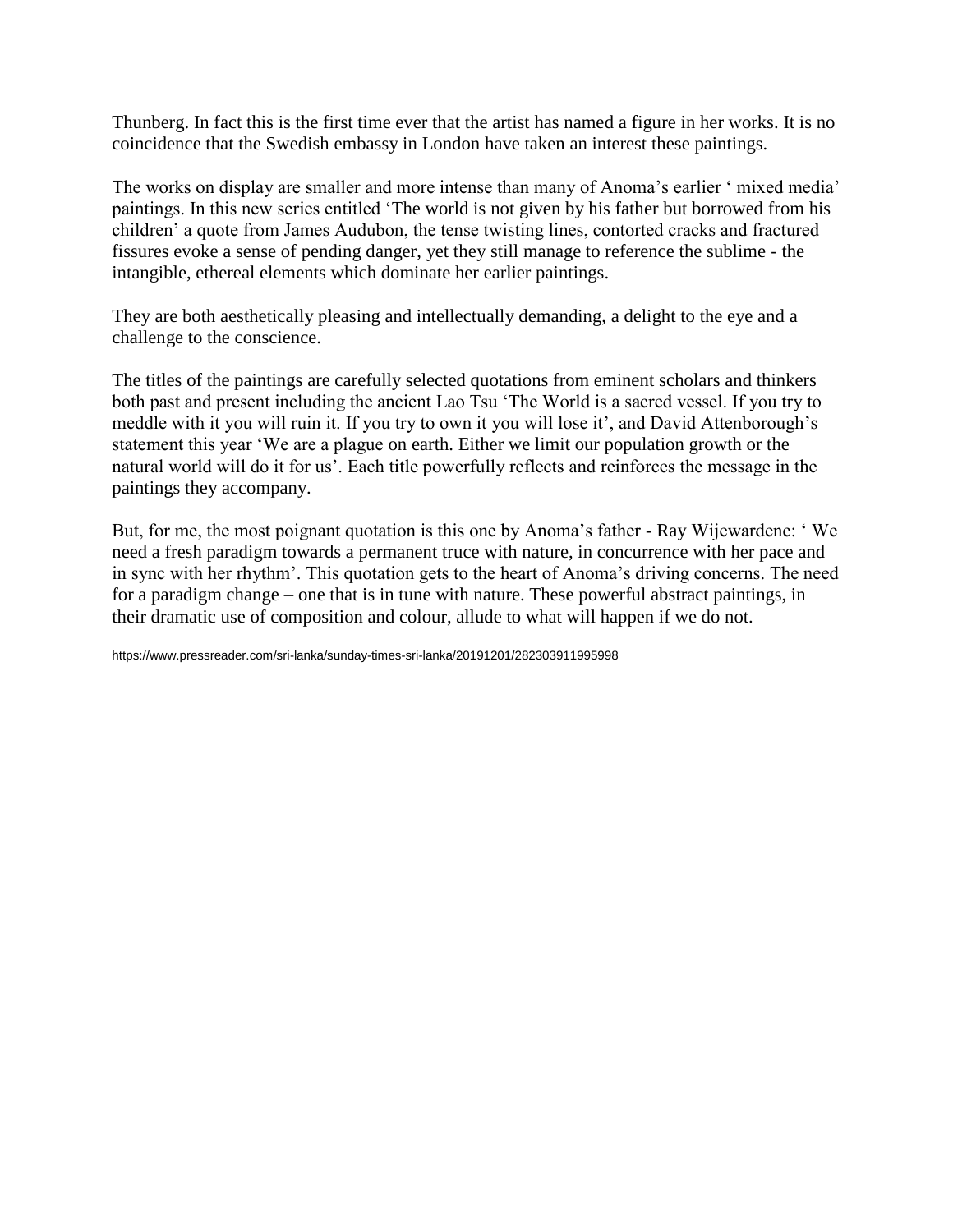Thunberg. In fact this is the first time ever that the artist has named a figure in her works. It is no coincidence that the Swedish embassy in London have taken an interest these paintings.

The works on display are smaller and more intense than many of Anoma's earlier ' mixed media' paintings. In this new series entitled 'The world is not given by his father but borrowed from his children' a quote from James Audubon, the tense twisting lines, contorted cracks and fractured fissures evoke a sense of pending danger, yet they still manage to reference the sublime - the intangible, ethereal elements which dominate her earlier paintings.

They are both aesthetically pleasing and intellectually demanding, a delight to the eye and a challenge to the conscience.

The titles of the paintings are carefully selected quotations from eminent scholars and thinkers both past and present including the ancient Lao Tsu 'The World is a sacred vessel. If you try to meddle with it you will ruin it. If you try to own it you will lose it', and David Attenborough's statement this year 'We are a plague on earth. Either we limit our population growth or the natural world will do it for us'. Each title powerfully reflects and reinforces the message in the paintings they accompany.

But, for me, the most poignant quotation is this one by Anoma's father - Ray Wijewardene: ' We need a fresh paradigm towards a permanent truce with nature, in concurrence with her pace and in sync with her rhythm'. This quotation gets to the heart of Anoma's driving concerns. The need for a paradigm change – one that is in tune with nature. These powerful abstract paintings, in their dramatic use of composition and colour, allude to what will happen if we do not.

https://www.pressreader.com/sri-lanka/sunday-times-sri-lanka/20191201/282303911995998